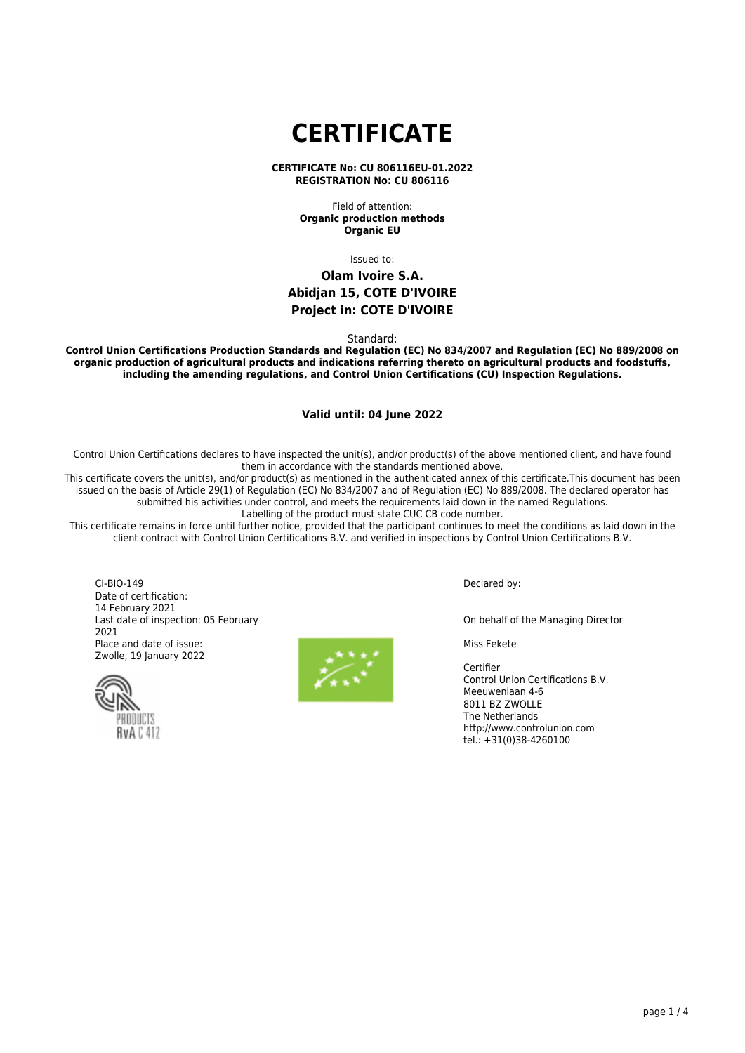# CERTIFICATE

**CERTIFICATE No: CU 806116EU-01.2022**
**REGISTRATION No: CU 806116**

Field of attention:
**Organic production methods**
**Organic EU**

Issued to:

**Olam Ivoire S.A.**
**Abidjan 15, COTE D'IVOIRE**
**Project in: COTE D'IVOIRE**

Standard:
**Control Union Certifications Production Standards and Regulation (EC) No 834/2007 and Regulation (EC) No 889/2008 on organic production of agricultural products and indications referring thereto on agricultural products and foodstuffs, including the amending regulations, and Control Union Certifications (CU) Inspection Regulations.**

**Valid until: 04 June 2022**

Control Union Certifications declares to have inspected the unit(s), and/or product(s) of the above mentioned client, and have found them in accordance with the standards mentioned above.
This certificate covers the unit(s), and/or product(s) as mentioned in the authenticated annex of this certificate.This document has been issued on the basis of Article 29(1) of Regulation (EC) No 834/2007 and of Regulation (EC) No 889/2008. The declared operator has submitted his activities under control, and meets the requirements laid down in the named Regulations.
Labelling of the product must state CUC CB code number.
This certificate remains in force until further notice, provided that the participant continues to meet the conditions as laid down in the client contract with Control Union Certifications B.V. and verified in inspections by Control Union Certifications B.V.

CI-BIO-149
Date of certification:
14 February 2021
Last date of inspection: 05 February 2021
Place and date of issue:
Zwolle, 19 January 2022

RvA C 412

Declared by:

On behalf of the Managing Director

Miss Fekete

Certifier
Control Union Certifications B.V.
Meeuwenlaan 4-6
8011 BZ ZWOLLE
The Netherlands
http://www.controlunion.com
tel.: +31(0)38-4260100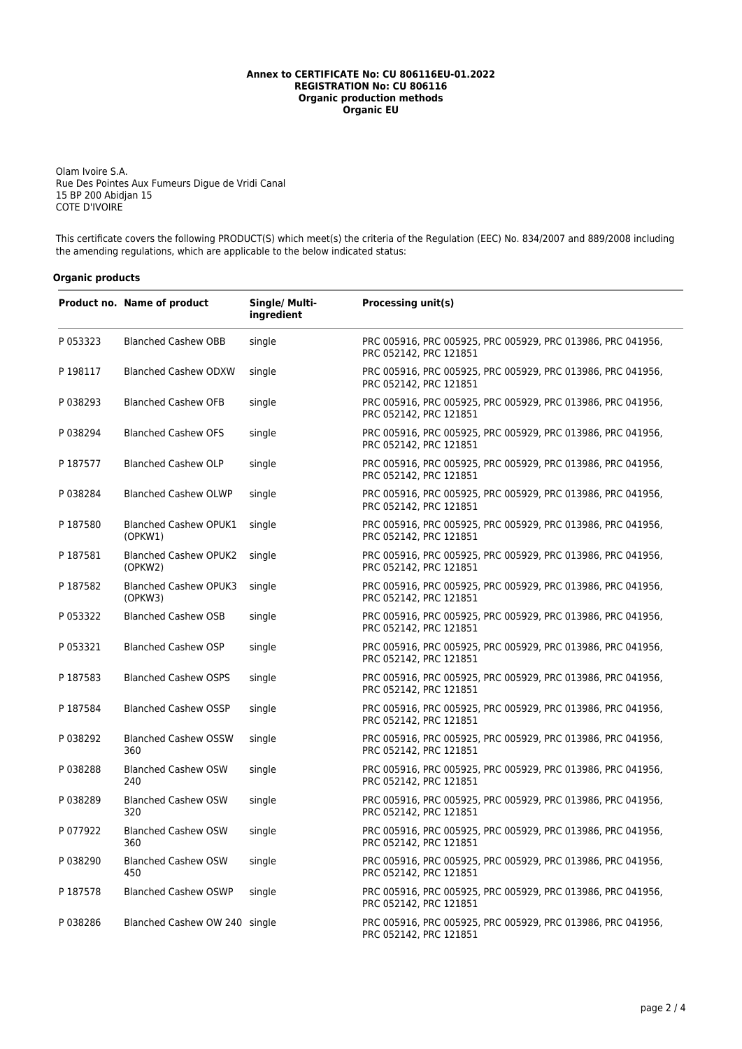**Annex to CERTIFICATE No: CU 806116EU-01.2022**
**REGISTRATION No: CU 806116**
**Organic production methods**
**Organic EU**

Olam Ivoire S.A.
Rue Des Pointes Aux Fumeurs Digue de Vridi Canal
15 BP 200 Abidjan 15
COTE D'IVOIRE

This certificate covers the following PRODUCT(S) which meet(s) the criteria of the Regulation (EEC) No. 834/2007 and 889/2008 including the amending regulations, which are applicable to the below indicated status:

**Organic products**

| Product no. | Name of product | Single/ Multi-ingredient | Processing unit(s) |
|---|---|---|---|
| P 053323 | Blanched Cashew OBB | single | PRC 005916, PRC 005925, PRC 005929, PRC 013986, PRC 041956, PRC 052142, PRC 121851 |
| P 198117 | Blanched Cashew ODXW | single | PRC 005916, PRC 005925, PRC 005929, PRC 013986, PRC 041956, PRC 052142, PRC 121851 |
| P 038293 | Blanched Cashew OFB | single | PRC 005916, PRC 005925, PRC 005929, PRC 013986, PRC 041956, PRC 052142, PRC 121851 |
| P 038294 | Blanched Cashew OFS | single | PRC 005916, PRC 005925, PRC 005929, PRC 013986, PRC 041956, PRC 052142, PRC 121851 |
| P 187577 | Blanched Cashew OLP | single | PRC 005916, PRC 005925, PRC 005929, PRC 013986, PRC 041956, PRC 052142, PRC 121851 |
| P 038284 | Blanched Cashew OLWP | single | PRC 005916, PRC 005925, PRC 005929, PRC 013986, PRC 041956, PRC 052142, PRC 121851 |
| P 187580 | Blanched Cashew OPUK1 (OPKW1) | single | PRC 005916, PRC 005925, PRC 005929, PRC 013986, PRC 041956, PRC 052142, PRC 121851 |
| P 187581 | Blanched Cashew OPUK2 (OPKW2) | single | PRC 005916, PRC 005925, PRC 005929, PRC 013986, PRC 041956, PRC 052142, PRC 121851 |
| P 187582 | Blanched Cashew OPUK3 (OPKW3) | single | PRC 005916, PRC 005925, PRC 005929, PRC 013986, PRC 041956, PRC 052142, PRC 121851 |
| P 053322 | Blanched Cashew OSB | single | PRC 005916, PRC 005925, PRC 005929, PRC 013986, PRC 041956, PRC 052142, PRC 121851 |
| P 053321 | Blanched Cashew OSP | single | PRC 005916, PRC 005925, PRC 005929, PRC 013986, PRC 041956, PRC 052142, PRC 121851 |
| P 187583 | Blanched Cashew OSPS | single | PRC 005916, PRC 005925, PRC 005929, PRC 013986, PRC 041956, PRC 052142, PRC 121851 |
| P 187584 | Blanched Cashew OSSP | single | PRC 005916, PRC 005925, PRC 005929, PRC 013986, PRC 041956, PRC 052142, PRC 121851 |
| P 038292 | Blanched Cashew OSSW 360 | single | PRC 005916, PRC 005925, PRC 005929, PRC 013986, PRC 041956, PRC 052142, PRC 121851 |
| P 038288 | Blanched Cashew OSW 240 | single | PRC 005916, PRC 005925, PRC 005929, PRC 013986, PRC 041956, PRC 052142, PRC 121851 |
| P 038289 | Blanched Cashew OSW 320 | single | PRC 005916, PRC 005925, PRC 005929, PRC 013986, PRC 041956, PRC 052142, PRC 121851 |
| P 077922 | Blanched Cashew OSW 360 | single | PRC 005916, PRC 005925, PRC 005929, PRC 013986, PRC 041956, PRC 052142, PRC 121851 |
| P 038290 | Blanched Cashew OSW 450 | single | PRC 005916, PRC 005925, PRC 005929, PRC 013986, PRC 041956, PRC 052142, PRC 121851 |
| P 187578 | Blanched Cashew OSWP | single | PRC 005916, PRC 005925, PRC 005929, PRC 013986, PRC 041956, PRC 052142, PRC 121851 |
| P 038286 | Blanched Cashew OW 240 | single | PRC 005916, PRC 005925, PRC 005929, PRC 013986, PRC 041956, PRC 052142, PRC 121851 |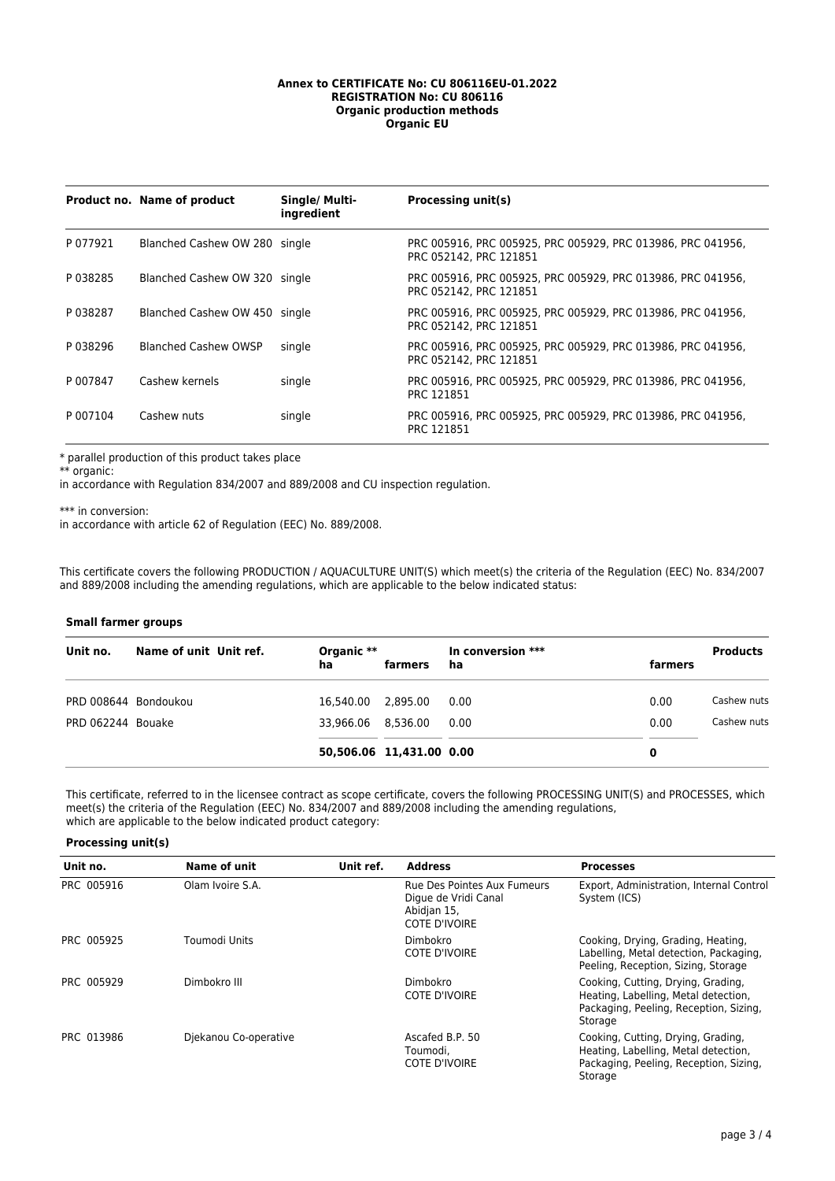**Annex to CERTIFICATE No: CU 806116EU-01.2022**
**REGISTRATION No: CU 806116**
**Organic production methods**
**Organic EU**

| Product no. | Name of product | Single/ Multi-ingredient | Processing unit(s) |
|---|---|---|---|
| P 077921 | Blanched Cashew OW 280 | single | PRC 005916, PRC 005925, PRC 005929, PRC 013986, PRC 041956, PRC 052142, PRC 121851 |
| P 038285 | Blanched Cashew OW 320 | single | PRC 005916, PRC 005925, PRC 005929, PRC 013986, PRC 041956, PRC 052142, PRC 121851 |
| P 038287 | Blanched Cashew OW 450 | single | PRC 005916, PRC 005925, PRC 005929, PRC 013986, PRC 041956, PRC 052142, PRC 121851 |
| P 038296 | Blanched Cashew OWSP | single | PRC 005916, PRC 005925, PRC 005929, PRC 013986, PRC 041956, PRC 052142, PRC 121851 |
| P 007847 | Cashew kernels | single | PRC 005916, PRC 005925, PRC 005929, PRC 013986, PRC 041956, PRC 121851 |
| P 007104 | Cashew nuts | single | PRC 005916, PRC 005925, PRC 005929, PRC 013986, PRC 041956, PRC 121851 |

\* parallel production of this product takes place

\** organic:
in accordance with Regulation 834/2007 and 889/2008 and CU inspection regulation.

\*** in conversion:
in accordance with article 62 of Regulation (EEC) No. 889/2008.

This certificate covers the following PRODUCTION / AQUACULTURE UNIT(S) which meet(s) the criteria of the Regulation (EEC) No. 834/2007 and 889/2008 including the amending regulations, which are applicable to the below indicated status:

**Small farmer groups**

| Unit no. | Name of unit | Unit ref. | Organic ** ha | farmers | In conversion *** ha | farmers | Products |
|---|---|---|---|---|---|---|---|
| PRD 008644 | Bondoukou | | 16,540.00 | 2,895.00 | 0.00 | 0.00 | Cashew nuts |
| PRD 062244 | Bouake | | 33,966.06 | 8,536.00 | 0.00 | 0.00 | Cashew nuts |
| | | | **50,506.06** | **11,431.00** | **0.00** | **0** | |

This certificate, referred to in the licensee contract as scope certificate, covers the following PROCESSING UNIT(S) and PROCESSES, which meet(s) the criteria of the Regulation (EEC) No. 834/2007 and 889/2008 including the amending regulations, which are applicable to the below indicated product category:

**Processing unit(s)**

| Unit no. | Name of unit | Unit ref. | Address | Processes |
|---|---|---|---|---|
| PRC 005916 | Olam Ivoire S.A. | | Rue Des Pointes Aux Fumeurs Digue de Vridi Canal Abidjan 15, COTE D'IVOIRE | Export, Administration, Internal Control System (ICS) |
| PRC 005925 | Toumodi Units | | Dimbokro COTE D'IVOIRE | Cooking, Drying, Grading, Heating, Labelling, Metal detection, Packaging, Peeling, Reception, Sizing, Storage |
| PRC 005929 | Dimbokro III | | Dimbokro COTE D'IVOIRE | Cooking, Cutting, Drying, Grading, Heating, Labelling, Metal detection, Packaging, Peeling, Reception, Sizing, Storage |
| PRC 013986 | Djekanou Co-operative | | Ascafed B.P. 50 Toumodi, COTE D'IVOIRE | Cooking, Cutting, Drying, Grading, Heating, Labelling, Metal detection, Packaging, Peeling, Reception, Sizing, Storage |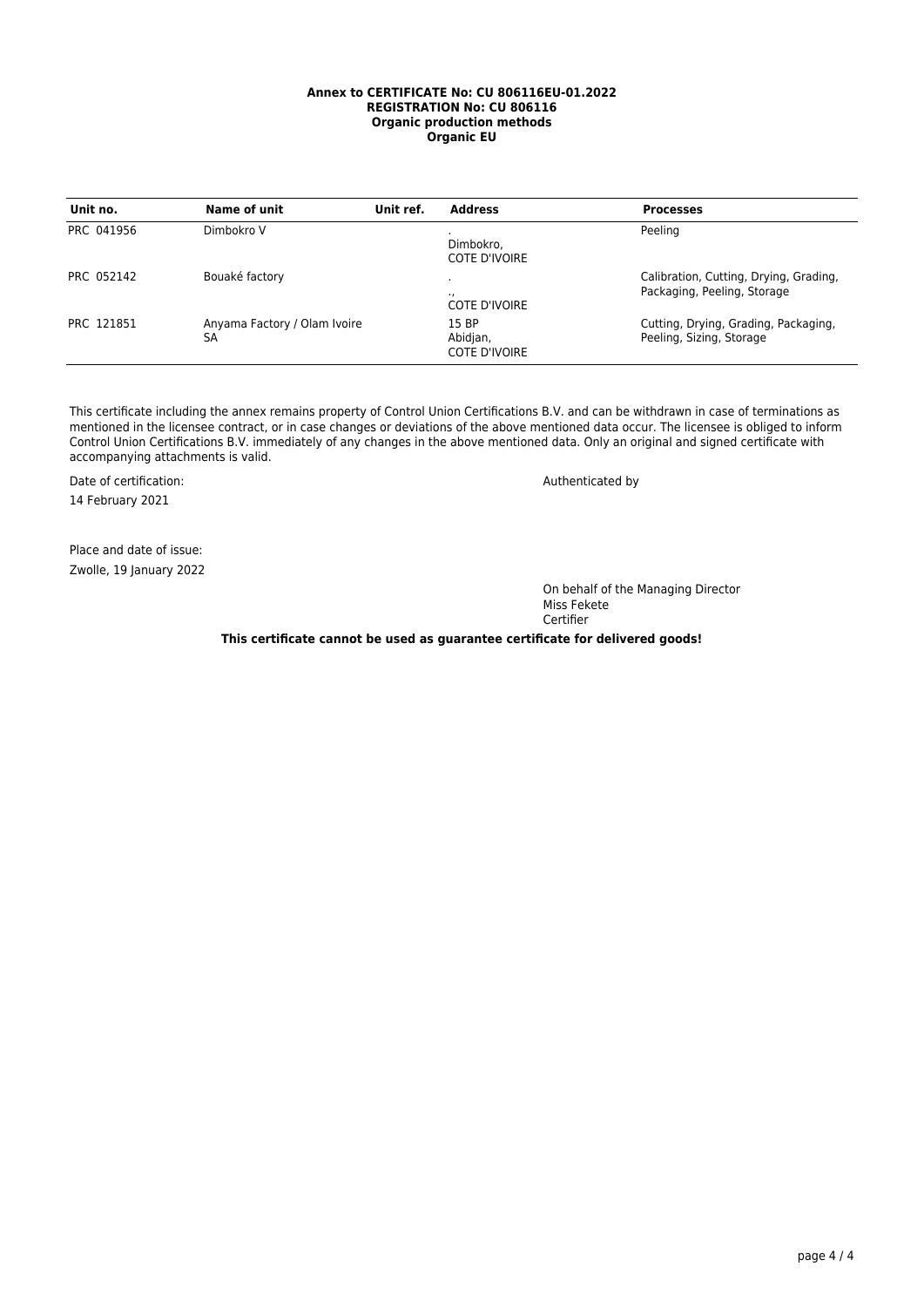**Annex to CERTIFICATE No: CU 806116EU-01.2022**
**REGISTRATION No: CU 806116**
**Organic production methods**
**Organic EU**

| Unit no. | Name of unit | Unit ref. | Address | Processes |
|---|---|---|---|---|
| PRC 041956 | Dimbokro V | | .<br>Dimbokro,<br>COTE D'IVOIRE | Peeling |
| PRC 052142 | Bouaké factory | | .<br>.,<br>COTE D'IVOIRE | Calibration, Cutting, Drying, Grading, Packaging, Peeling, Storage |
| PRC 121851 | Anyama Factory / Olam Ivoire SA | | 15 BP<br>Abidjan,<br>COTE D'IVOIRE | Cutting, Drying, Grading, Packaging, Peeling, Sizing, Storage |

This certificate including the annex remains property of Control Union Certifications B.V. and can be withdrawn in case of terminations as mentioned in the licensee contract, or in case changes or deviations of the above mentioned data occur. The licensee is obliged to inform Control Union Certifications B.V. immediately of any changes in the above mentioned data. Only an original and signed certificate with accompanying attachments is valid.

Date of certification:
14 February 2021

Authenticated by

Place and date of issue:
Zwolle, 19 January 2022

On behalf of the Managing Director
Miss Fekete
Certifier

**This certificate cannot be used as guarantee certificate for delivered goods!**